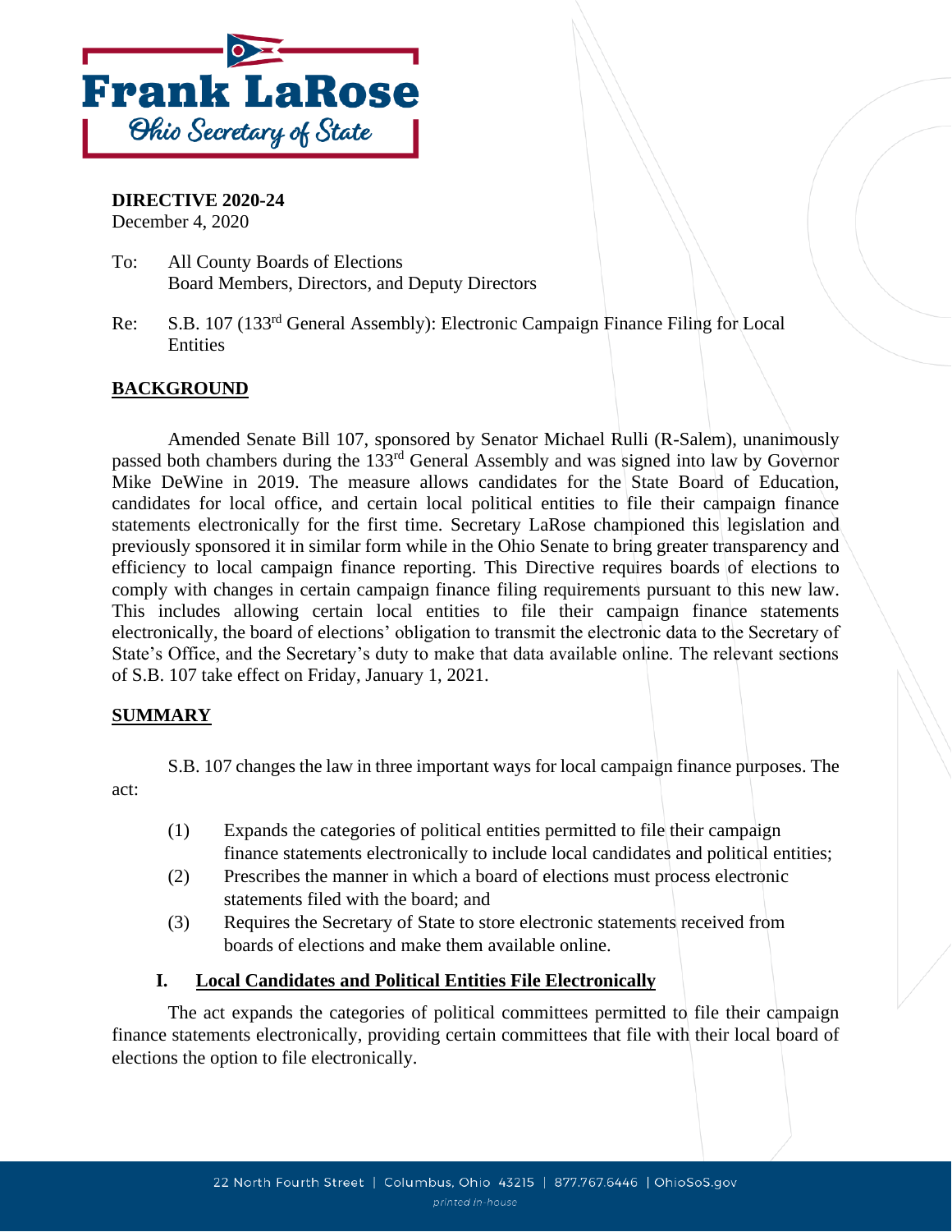**Frank LaRose**
*Ohio Secretary of State*

**DIRECTIVE 2020-24**
December 4, 2020

To: All County Boards of Elections
Board Members, Directors, and Deputy Directors

Re: S.B. 107 (133rd General Assembly): Electronic Campaign Finance Filing for Local Entities

## BACKGROUND

Amended Senate Bill 107, sponsored by Senator Michael Rulli (R-Salem), unanimously passed both chambers during the 133rd General Assembly and was signed into law by Governor Mike DeWine in 2019. The measure allows candidates for the State Board of Education, candidates for local office, and certain local political entities to file their campaign finance statements electronically for the first time. Secretary LaRose championed this legislation and previously sponsored it in similar form while in the Ohio Senate to bring greater transparency and efficiency to local campaign finance reporting. This Directive requires boards of elections to comply with changes in certain campaign finance filing requirements pursuant to this new law. This includes allowing certain local entities to file their campaign finance statements electronically, the board of elections' obligation to transmit the electronic data to the Secretary of State's Office, and the Secretary's duty to make that data available online. The relevant sections of S.B. 107 take effect on Friday, January 1, 2021.

## SUMMARY

S.B. 107 changes the law in three important ways for local campaign finance purposes. The act:

(1) Expands the categories of political entities permitted to file their campaign finance statements electronically to include local candidates and political entities;

(2) Prescribes the manner in which a board of elections must process electronic statements filed with the board; and

(3) Requires the Secretary of State to store electronic statements received from boards of elections and make them available online.

### I. Local Candidates and Political Entities File Electronically

The act expands the categories of political committees permitted to file their campaign finance statements electronically, providing certain committees that file with their local board of elections the option to file electronically.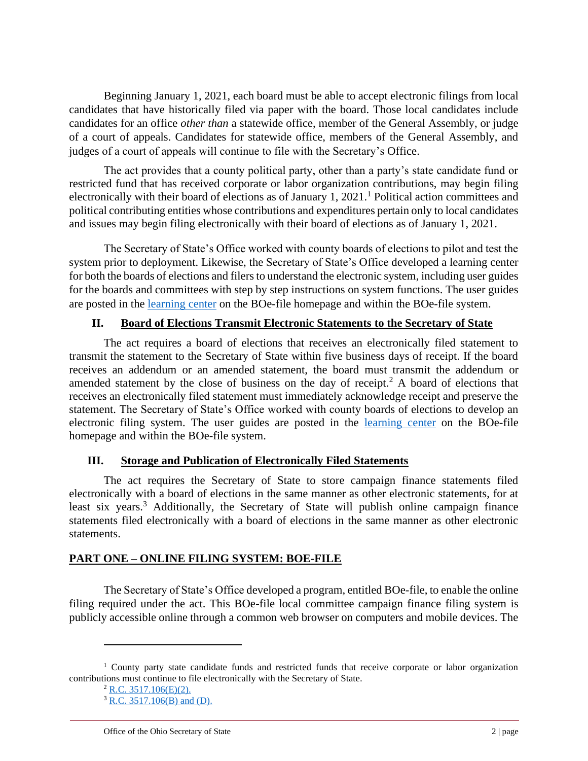Beginning January 1, 2021, each board must be able to accept electronic filings from local candidates that have historically filed via paper with the board. Those local candidates include candidates for an office *other than* a statewide office, member of the General Assembly, or judge of a court of appeals. Candidates for statewide office, members of the General Assembly, and judges of a court of appeals will continue to file with the Secretary's Office.

The act provides that a county political party, other than a party's state candidate fund or restricted fund that has received corporate or labor organization contributions, may begin filing electronically with their board of elections as of January 1, 2021.[1] Political action committees and political contributing entities whose contributions and expenditures pertain only to local candidates and issues may begin filing electronically with their board of elections as of January 1, 2021.

The Secretary of State's Office worked with county boards of elections to pilot and test the system prior to deployment. Likewise, the Secretary of State's Office developed a learning center for both the boards of elections and filers to understand the electronic system, including user guides for the boards and committees with step by step instructions on system functions. The user guides are posted in the learning center on the BOe-file homepage and within the BOe-file system.

## II. Board of Elections Transmit Electronic Statements to the Secretary of State

The act requires a board of elections that receives an electronically filed statement to transmit the statement to the Secretary of State within five business days of receipt. If the board receives an addendum or an amended statement, the board must transmit the addendum or amended statement by the close of business on the day of receipt.[2] A board of elections that receives an electronically filed statement must immediately acknowledge receipt and preserve the statement. The Secretary of State's Office worked with county boards of elections to develop an electronic filing system. The user guides are posted in the learning center on the BOe-file homepage and within the BOe-file system.

## III. Storage and Publication of Electronically Filed Statements

The act requires the Secretary of State to store campaign finance statements filed electronically with a board of elections in the same manner as other electronic statements, for at least six years.[3] Additionally, the Secretary of State will publish online campaign finance statements filed electronically with a board of elections in the same manner as other electronic statements.

## PART ONE – ONLINE FILING SYSTEM: BOE-FILE

The Secretary of State's Office developed a program, entitled BOe-file, to enable the online filing required under the act. This BOe-file local committee campaign finance filing system is publicly accessible online through a common web browser on computers and mobile devices. The

---

[1] County party state candidate funds and restricted funds that receive corporate or labor organization contributions must continue to file electronically with the Secretary of State.

[2] R.C. 3517.106(E)(2).

[3] R.C. 3517.106(B) and (D).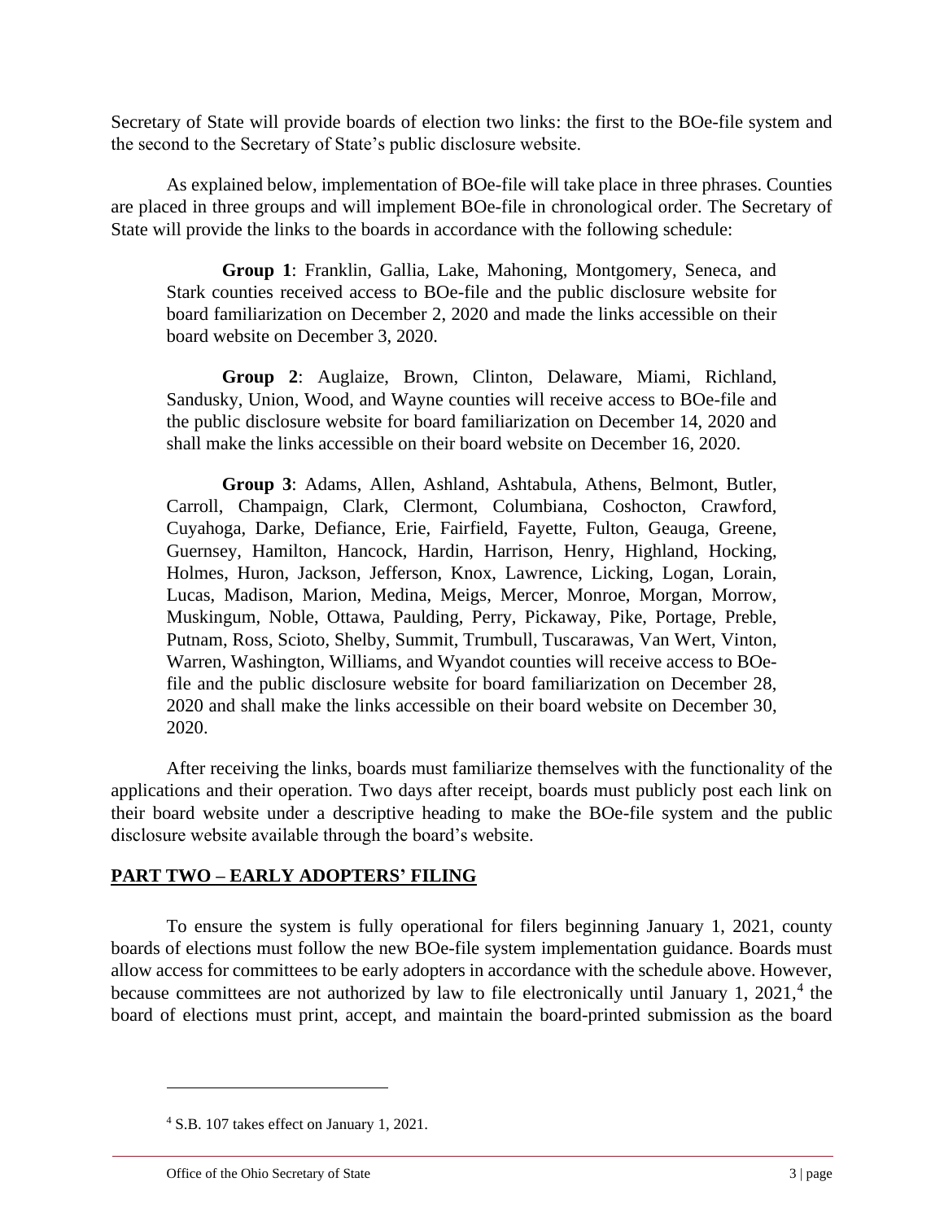Secretary of State will provide boards of election two links: the first to the BOe-file system and the second to the Secretary of State's public disclosure website.

As explained below, implementation of BOe-file will take place in three phrases. Counties are placed in three groups and will implement BOe-file in chronological order. The Secretary of State will provide the links to the boards in accordance with the following schedule:

> **Group 1**: Franklin, Gallia, Lake, Mahoning, Montgomery, Seneca, and Stark counties received access to BOe-file and the public disclosure website for board familiarization on December 2, 2020 and made the links accessible on their board website on December 3, 2020.
>
> **Group 2**: Auglaize, Brown, Clinton, Delaware, Miami, Richland, Sandusky, Union, Wood, and Wayne counties will receive access to BOe-file and the public disclosure website for board familiarization on December 14, 2020 and shall make the links accessible on their board website on December 16, 2020.
>
> **Group 3**: Adams, Allen, Ashland, Ashtabula, Athens, Belmont, Butler, Carroll, Champaign, Clark, Clermont, Columbiana, Coshocton, Crawford, Cuyahoga, Darke, Defiance, Erie, Fairfield, Fayette, Fulton, Geauga, Greene, Guernsey, Hamilton, Hancock, Hardin, Harrison, Henry, Highland, Hocking, Holmes, Huron, Jackson, Jefferson, Knox, Lawrence, Licking, Logan, Lorain, Lucas, Madison, Marion, Medina, Meigs, Mercer, Monroe, Morgan, Morrow, Muskingum, Noble, Ottawa, Paulding, Perry, Pickaway, Pike, Portage, Preble, Putnam, Ross, Scioto, Shelby, Summit, Trumbull, Tuscarawas, Van Wert, Vinton, Warren, Washington, Williams, and Wyandot counties will receive access to BOe-file and the public disclosure website for board familiarization on December 28, 2020 and shall make the links accessible on their board website on December 30, 2020.

After receiving the links, boards must familiarize themselves with the functionality of the applications and their operation. Two days after receipt, boards must publicly post each link on their board website under a descriptive heading to make the BOe-file system and the public disclosure website available through the board's website.

## PART TWO – EARLY ADOPTERS' FILING

To ensure the system is fully operational for filers beginning January 1, 2021, county boards of elections must follow the new BOe-file system implementation guidance. Boards must allow access for committees to be early adopters in accordance with the schedule above. However, because committees are not authorized by law to file electronically until January 1, 2021,[4] the board of elections must print, accept, and maintain the board-printed submission as the board

[4] S.B. 107 takes effect on January 1, 2021.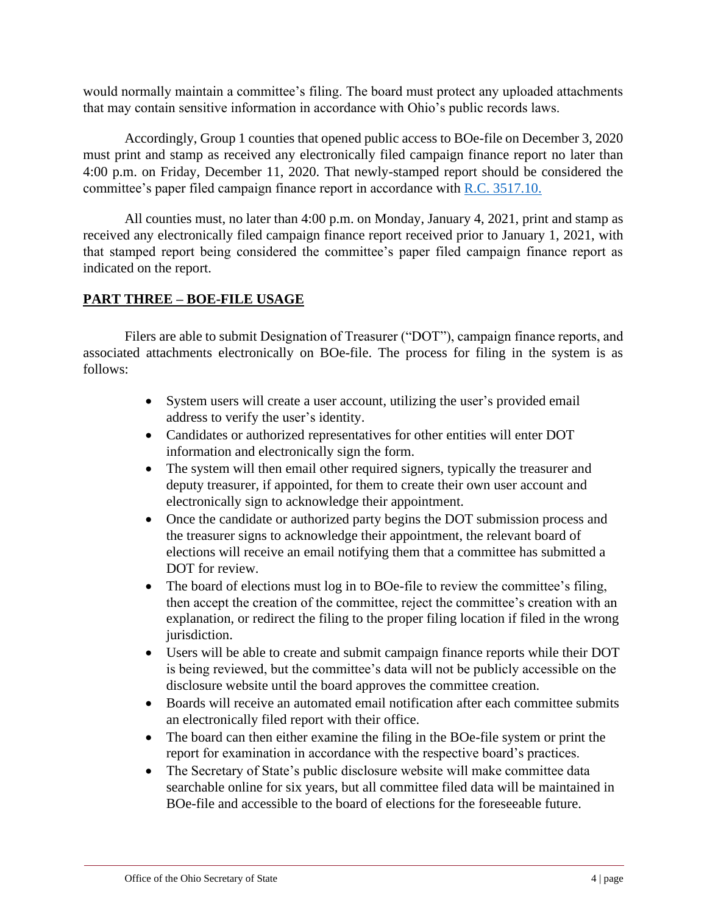would normally maintain a committee's filing. The board must protect any uploaded attachments that may contain sensitive information in accordance with Ohio's public records laws.

Accordingly, Group 1 counties that opened public access to BOe-file on December 3, 2020 must print and stamp as received any electronically filed campaign finance report no later than 4:00 p.m. on Friday, December 11, 2020. That newly-stamped report should be considered the committee's paper filed campaign finance report in accordance with [R.C. 3517.10.](R.C. 3517.10.)

All counties must, no later than 4:00 p.m. on Monday, January 4, 2021, print and stamp as received any electronically filed campaign finance report received prior to January 1, 2021, with that stamped report being considered the committee's paper filed campaign finance report as indicated on the report.

## PART THREE – BOE-FILE USAGE

Filers are able to submit Designation of Treasurer ("DOT"), campaign finance reports, and associated attachments electronically on BOe-file. The process for filing in the system is as follows:

- System users will create a user account, utilizing the user's provided email address to verify the user's identity.
- Candidates or authorized representatives for other entities will enter DOT information and electronically sign the form.
- The system will then email other required signers, typically the treasurer and deputy treasurer, if appointed, for them to create their own user account and electronically sign to acknowledge their appointment.
- Once the candidate or authorized party begins the DOT submission process and the treasurer signs to acknowledge their appointment, the relevant board of elections will receive an email notifying them that a committee has submitted a DOT for review.
- The board of elections must log in to BOe-file to review the committee's filing, then accept the creation of the committee, reject the committee's creation with an explanation, or redirect the filing to the proper filing location if filed in the wrong jurisdiction.
- Users will be able to create and submit campaign finance reports while their DOT is being reviewed, but the committee's data will not be publicly accessible on the disclosure website until the board approves the committee creation.
- Boards will receive an automated email notification after each committee submits an electronically filed report with their office.
- The board can then either examine the filing in the BOe-file system or print the report for examination in accordance with the respective board's practices.
- The Secretary of State's public disclosure website will make committee data searchable online for six years, but all committee filed data will be maintained in BOe-file and accessible to the board of elections for the foreseeable future.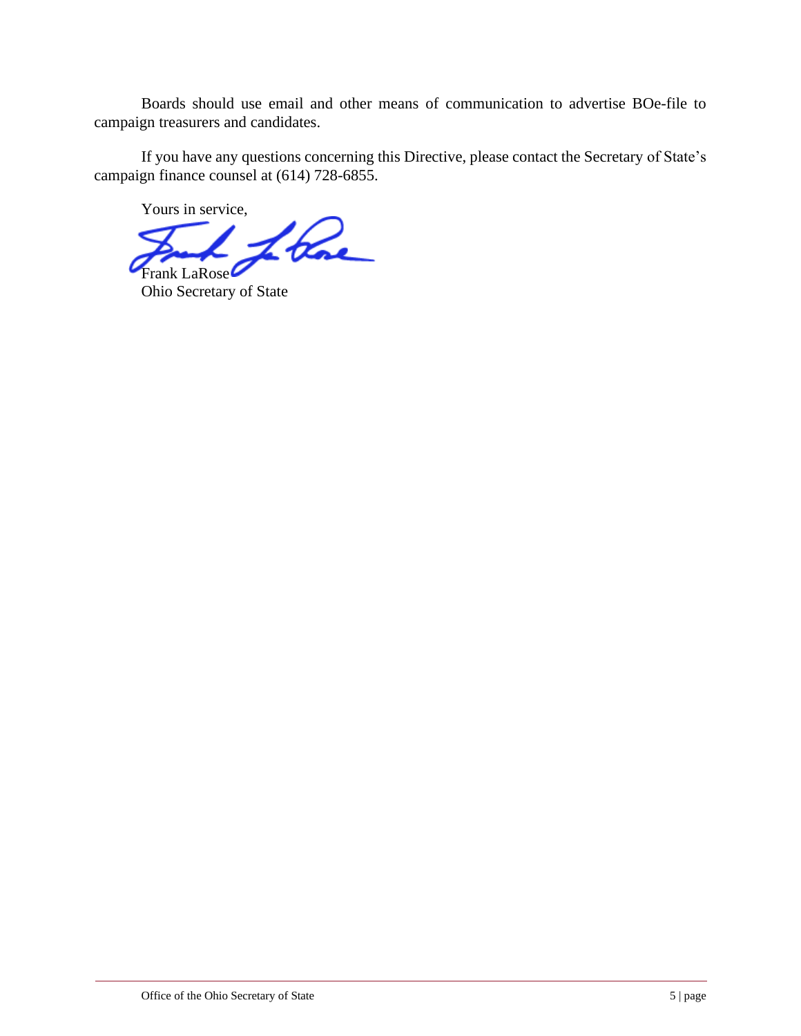Boards should use email and other means of communication to advertise BOe-file to campaign treasurers and candidates.

If you have any questions concerning this Directive, please contact the Secretary of State's campaign finance counsel at (614) 728-6855.

Yours in service,

Frank LaRose
Ohio Secretary of State